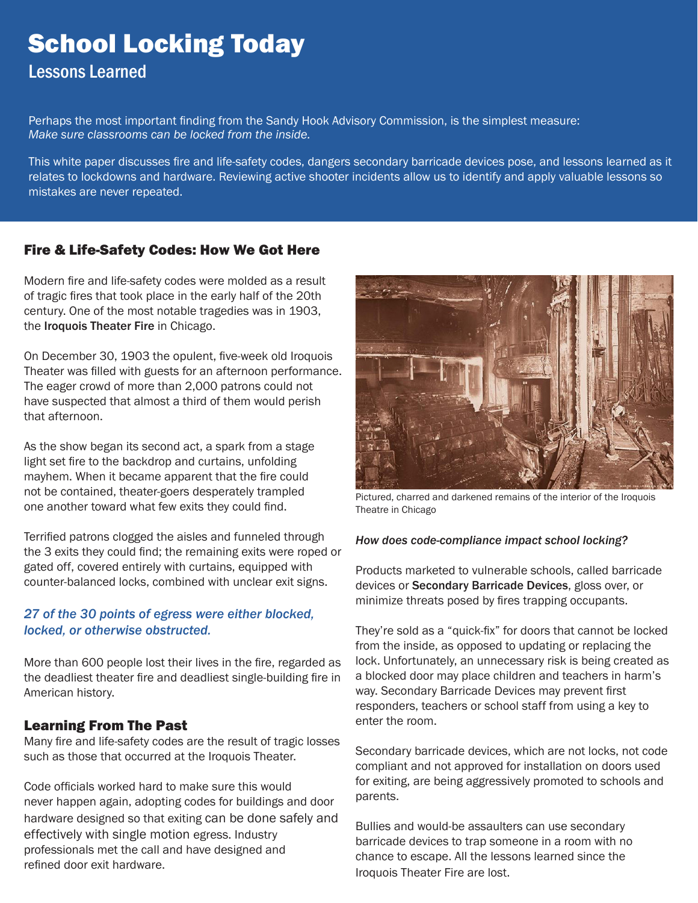# School Locking Today

## Lessons Learned

Perhaps the most important finding from the Sandy Hook Advisory Commission, is the simplest measure: *Make sure classrooms can be locked from the inside.*

This white paper discusses fire and life-safety codes, dangers secondary barricade devices pose, and lessons learned as it relates to lockdowns and hardware. Reviewing active shooter incidents allow us to identify and apply valuable lessons so mistakes are never repeated.

### Fire & Life-Safety Codes: How We Got Here

Modern fire and life-safety codes were molded as a result of tragic fires that took place in the early half of the 20th century. One of the most notable tragedies was in 1903, the **Iroquois Theater Fire** in Chicago.

On December 30, 1903 the opulent, five-week old Iroquois Theater was filled with guests for an afternoon performance. The eager crowd of more than 2,000 patrons could not have suspected that almost a third of them would perish that afternoon.

As the show began its second act, a spark from a stage light set fire to the backdrop and curtains, unfolding mayhem. When it became apparent that the fire could not be contained, theater-goers desperately trampled one another toward what few exits they could find.

Terrified patrons clogged the aisles and funneled through the 3 exits they could find; the remaining exits were roped or gated off, covered entirely with curtains, equipped with counter-balanced locks, combined with unclear exit signs.

*27 of the 30 points of egress were either blocked, locked, or otherwise obstructed.*

More than 600 people lost their lives in the fire, regarded as the deadliest theater fire and deadliest single-building fire in American history.

### Learning From The Past

Many fire and life-safety codes are the result of tragic losses such as those that occurred at the Iroquois Theater.

Code officials worked hard to make sure this would never happen again, adopting codes for buildings and door hardware designed so that exiting can be done safely and effectively with single motion egress. Industry professionals met the call and have designed and refined door exit hardware.

Pictured, charred and darkened remains of the interior of the Iroquois Theatre in Chicago

*How does code-compliance impact school locking?*

Products marketed to vulnerable schools, called barricade devices or **Secondary Barricade Devices**, gloss over, or minimize threats posed by fires trapping occupants.

They're sold as a "quick-fix" for doors that cannot be locked from the inside, as opposed to updating or replacing the lock. Unfortunately, an unnecessary risk is being created as a blocked door may place children and teachers in harm's way. Secondary Barricade Devices may prevent first responders, teachers or school staff from using a key to enter the room.

Secondary barricade devices, which are not locks, not code compliant and not approved for installation on doors used for exiting, are being aggressively promoted to schools and parents.

Bullies and would-be assaulters can use secondary barricade devices to trap someone in a room with no chance to escape. All the lessons learned since the Iroquois Theater Fire are lost.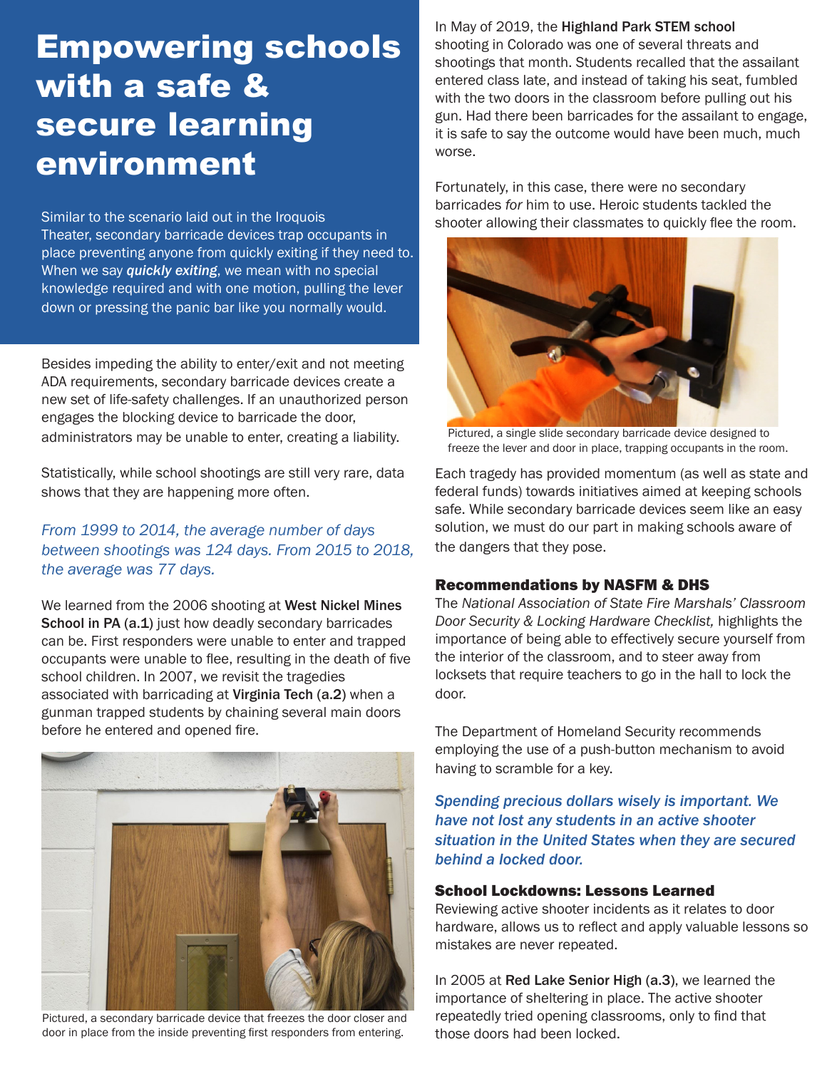# Empowering schools with a safe & secure learning environment

Similar to the scenario laid out in the Iroquois Theater, secondary barricade devices trap occupants in place preventing anyone from quickly exiting if they need to. When we say ***quickly exiting***, we mean with no special knowledge required and with one motion, pulling the lever down or pressing the panic bar like you normally would.

Besides impeding the ability to enter/exit and not meeting ADA requirements, secondary barricade devices create a new set of life-safety challenges. If an unauthorized person engages the blocking device to barricade the door, administrators may be unable to enter, creating a liability.

Statistically, while school shootings are still very rare, data shows that they are happening more often.

*From 1999 to 2014, the average number of days between shootings was 124 days. From 2015 to 2018, the average was 77 days.*

We learned from the 2006 shooting at **West Nickel Mines School in PA** (**a.1**) just how deadly secondary barricades can be. First responders were unable to enter and trapped occupants were unable to flee, resulting in the death of five school children. In 2007, we revisit the tragedies associated with barricading at **Virginia Tech** (**a.2**) when a gunman trapped students by chaining several main doors before he entered and opened fire.

Pictured, a secondary barricade device that freezes the door closer and door in place from the inside preventing first responders from entering.

In May of 2019, the **Highland Park STEM school** shooting in Colorado was one of several threats and shootings that month. Students recalled that the assailant entered class late, and instead of taking his seat, fumbled with the two doors in the classroom before pulling out his gun. Had there been barricades for the assailant to engage, it is safe to say the outcome would have been much, much worse.

Fortunately, in this case, there were no secondary barricades *for* him to use. Heroic students tackled the shooter allowing their classmates to quickly flee the room.

Pictured, a single slide secondary barricade device designed to freeze the lever and door in place, trapping occupants in the room.

Each tragedy has provided momentum (as well as state and federal funds) towards initiatives aimed at keeping schools safe. While secondary barricade devices seem like an easy solution, we must do our part in making schools aware of the dangers that they pose.

## Recommendations by NASFM & DHS

The *National Association of State Fire Marshals' Classroom Door Security & Locking Hardware Checklist,* highlights the importance of being able to effectively secure yourself from the interior of the classroom, and to steer away from locksets that require teachers to go in the hall to lock the door.

The Department of Homeland Security recommends employing the use of a push-button mechanism to avoid having to scramble for a key.

***Spending precious dollars wisely is important. We have not lost any students in an active shooter situation in the United States when they are secured behind a locked door.***

## School Lockdowns: Lessons Learned

Reviewing active shooter incidents as it relates to door hardware, allows us to reflect and apply valuable lessons so mistakes are never repeated.

In 2005 at **Red Lake Senior High** (**a.3**), we learned the importance of sheltering in place. The active shooter repeatedly tried opening classrooms, only to find that those doors had been locked.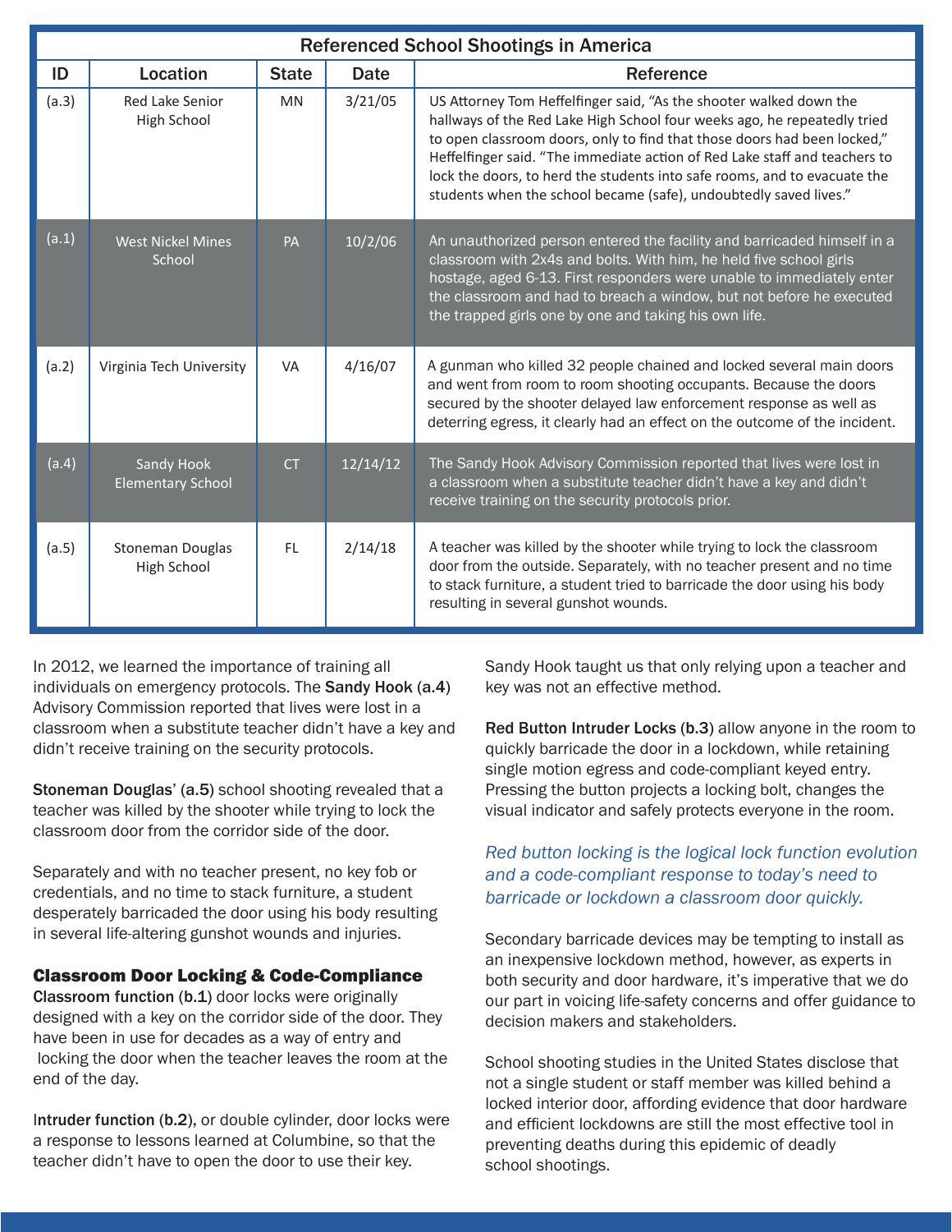| Referenced School Shootings in America | | | | |
|---|---|---|---|---|
| **ID** | **Location** | **State** | **Date** | **Reference** |
| (a.3) | Red Lake Senior High School | MN | 3/21/05 | US Attorney Tom Heffelfinger said, "As the shooter walked down the hallways of the Red Lake High School four weeks ago, he repeatedly tried to open classroom doors, only to find that those doors had been locked," Heffelfinger said. "The immediate action of Red Lake staff and teachers to lock the doors, to herd the students into safe rooms, and to evacuate the students when the school became (safe), undoubtedly saved lives." |
| (a.1) | West Nickel Mines School | PA | 10/2/06 | An unauthorized person entered the facility and barricaded himself in a classroom with 2x4s and bolts. With him, he held five school girls hostage, aged 6-13. First responders were unable to immediately enter the classroom and had to breach a window, but not before he executed the trapped girls one by one and taking his own life. |
| (a.2) | Virginia Tech University | VA | 4/16/07 | A gunman who killed 32 people chained and locked several main doors and went from room to room shooting occupants. Because the doors secured by the shooter delayed law enforcement response as well as deterring egress, it clearly had an effect on the outcome of the incident. |
| (a.4) | Sandy Hook Elementary School | CT | 12/14/12 | The Sandy Hook Advisory Commission reported that lives were lost in a classroom when a substitute teacher didn't have a key and didn't receive training on the security protocols prior. |
| (a.5) | Stoneman Douglas High School | FL | 2/14/18 | A teacher was killed by the shooter while trying to lock the classroom door from the outside. Separately, with no teacher present and no time to stack furniture, a student tried to barricade the door using his body resulting in several gunshot wounds. |

In 2012, we learned the importance of training all individuals on emergency protocols. The **Sandy Hook (a.4)** Advisory Commission reported that lives were lost in a classroom when a substitute teacher didn't have a key and didn't receive training on the security protocols.

**Stoneman Douglas' (a.5)** school shooting revealed that a teacher was killed by the shooter while trying to lock the classroom door from the corridor side of the door.

Separately and with no teacher present, no key fob or credentials, and no time to stack furniture, a student desperately barricaded the door using his body resulting in several life-altering gunshot wounds and injuries.

## Classroom Door Locking & Code-Compliance

**Classroom function (b.1)** door locks were originally designed with a key on the corridor side of the door. They have been in use for decades as a way of entry and locking the door when the teacher leaves the room at the end of the day.

**Intruder function (b.2)**, or double cylinder, door locks were a response to lessons learned at Columbine, so that the teacher didn't have to open the door to use their key.

Sandy Hook taught us that only relying upon a teacher and key was not an effective method.

**Red Button Intruder Locks (b.3)** allow anyone in the room to quickly barricade the door in a lockdown, while retaining single motion egress and code-compliant keyed entry. Pressing the button projects a locking bolt, changes the visual indicator and safely protects everyone in the room.

*Red button locking is the logical lock function evolution and a code-compliant response to today's need to barricade or lockdown a classroom door quickly.*

Secondary barricade devices may be tempting to install as an inexpensive lockdown method, however, as experts in both security and door hardware, it's imperative that we do our part in voicing life-safety concerns and offer guidance to decision makers and stakeholders.

School shooting studies in the United States disclose that not a single student or staff member was killed behind a locked interior door, affording evidence that door hardware and efficient lockdowns are still the most effective tool in preventing deaths during this epidemic of deadly school shootings.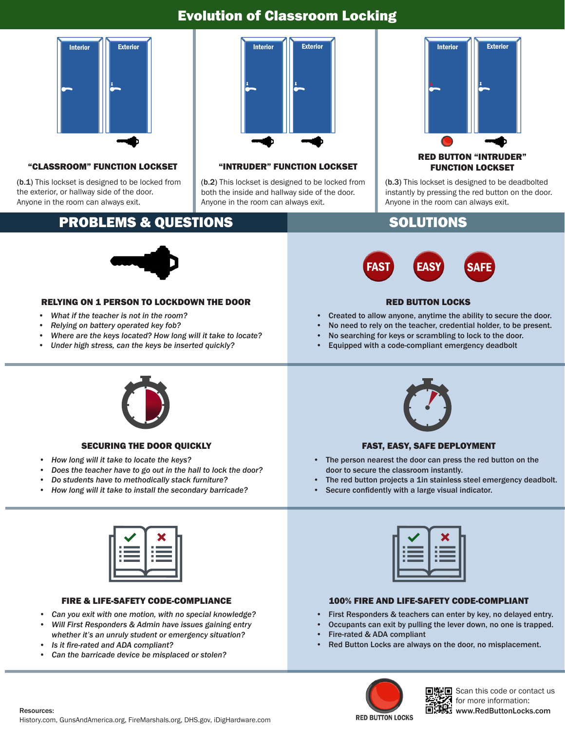# Evolution of Classroom Locking

Interior Exterior

### "CLASSROOM" FUNCTION LOCKSET

(**b.1**) This lockset is designed to be locked from the exterior, or hallway side of the door. Anyone in the room can always exit.

Interior Exterior

### "INTRUDER" FUNCTION LOCKSET

(**b.2**) This lockset is designed to be locked from both the inside and hallway side of the door. Anyone in the room can always exit.

Interior Exterior

### RED BUTTON "INTRUDER" FUNCTION LOCKSET

(**b.3**) This lockset is designed to be deadbolted instantly by pressing the red button on the door. Anyone in the room can always exit.

## PROBLEMS & QUESTIONS

### RELYING ON 1 PERSON TO LOCKDOWN THE DOOR

- *What if the teacher is not in the room?*
- *Relying on battery operated key fob?*
- *Where are the keys located? How long will it take to locate?*
- *Under high stress, can the keys be inserted quickly?*

### SECURING THE DOOR QUICKLY

- *How long will it take to locate the keys?*
- *Does the teacher have to go out in the hall to lock the door?*
- *Do students have to methodically stack furniture?*
- *How long will it take to install the secondary barricade?*

### FIRE & LIFE-SAFETY CODE-COMPLIANCE

- *Can you exit with one motion, with no special knowledge?*
- *Will First Responders & Admin have issues gaining entry whether it's an unruly student or emergency situation?*
- *Is it fire-rated and ADA compliant?*
- *Can the barricade device be misplaced or stolen?*

## SOLUTIONS

FAST EASY SAFE

### RED BUTTON LOCKS

- Created to allow anyone, anytime the ability to secure the door.
- No need to rely on the teacher, credential holder, to be present.
- No searching for keys or scrambling to lock to the door.
- Equipped with a code-compliant emergency deadbolt

### FAST, EASY, SAFE DEPLOYMENT

- The person nearest the door can press the red button on the door to secure the classroom instantly.
- The red button projects a 1in stainless steel emergency deadbolt.
- Secure confidently with a large visual indicator.

### 100% FIRE AND LIFE-SAFETY CODE-COMPLIANT

- First Responders & teachers can enter by key, no delayed entry.
- Occupants can exit by pulling the lever down, no one is trapped.
- Fire-rated & ADA compliant
- Red Button Locks are always on the door, no misplacement.

Resources:
History.com, GunsAndAmerica.org, FireMarshals.org, DHS.gov, iDigHardware.com

RED BUTTON LOCKS

Scan this code or contact us for more information:
**www.RedButtonLocks.com**